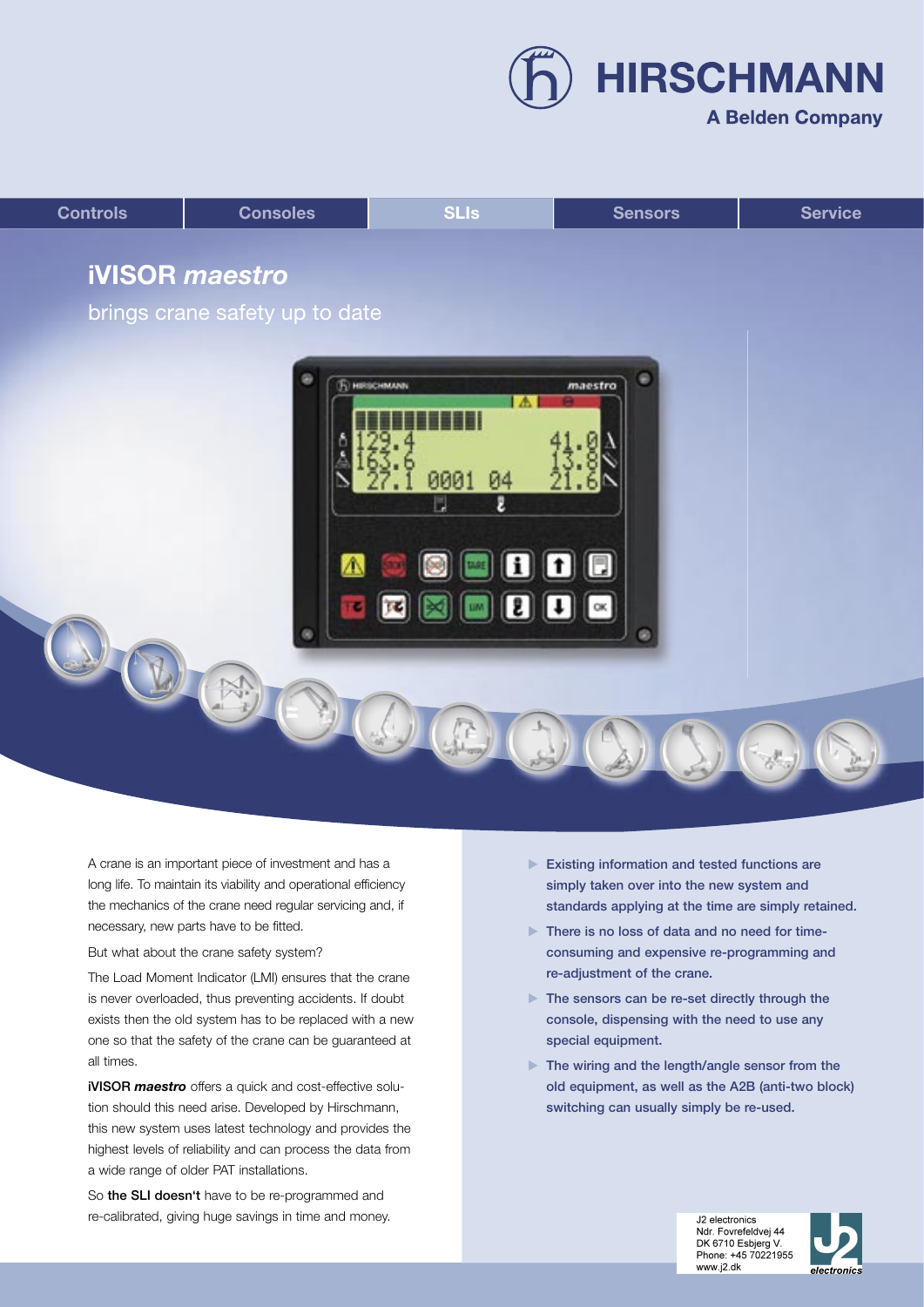HIRSCHMANN

A Belden Company

Controls | Consoles | SLIs | Sensors | Service

# iVISOR *maestro*

## brings crane safety up to date

A crane is an important piece of investment and has a long life. To maintain its viability and operational efficiency the mechanics of the crane need regular servicing and, if necessary, new parts have to be fitted.

But what about the crane safety system?

The Load Moment Indicator (LMI) ensures that the crane is never overloaded, thus preventing accidents. If doubt exists then the old system has to be replaced with a new one so that the safety of the crane can be guaranteed at all times.

**iVISOR *maestro*** offers a quick and cost-effective solution should this need arise. Developed by Hirschmann, this new system uses latest technology and provides the highest levels of reliability and can process the data from a wide range of older PAT installations.

So **the SLI doesn't** have to be re-programmed and re-calibrated, giving huge savings in time and money.

- **Existing information and tested functions are simply taken over into the new system and standards applying at the time are simply retained.**
- **There is no loss of data and no need for time-consuming and expensive re-programming and re-adjustment of the crane.**
- **The sensors can be re-set directly through the console, dispensing with the need to use any special equipment.**
- **The wiring and the length/angle sensor from the old equipment, as well as the A2B (anti-two block) switching can usually simply be re-used.**

J2 electronics
Ndr. Fovrefeldvej 44
DK 6710 Esbjerg V.
Phone: +45 70221955
www.j2.dk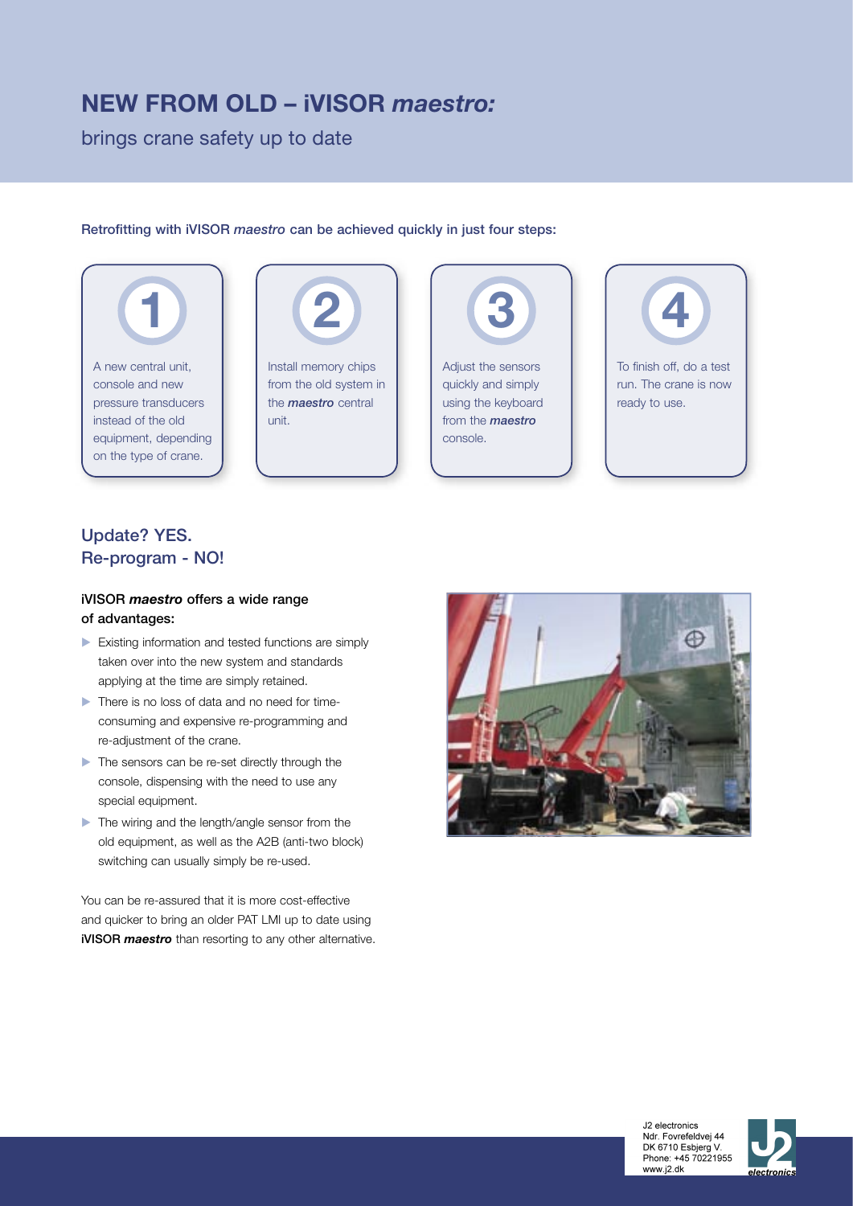# NEW FROM OLD – iVISOR *maestro:*

brings crane safety up to date

Retrofitting with iVISOR *maestro* can be achieved quickly in just four steps:

1. A new central unit, console and new pressure transducers instead of the old equipment, depending on the type of crane.
2. Install memory chips from the old system in the ***maestro*** central unit.
3. Adjust the sensors quickly and simply using the keyboard from the ***maestro*** console.
4. To finish off, do a test run. The crane is now ready to use.

## Update? YES.
## Re-program - NO!

### iVISOR ***maestro*** offers a wide range of advantages:

- Existing information and tested functions are simply taken over into the new system and standards applying at the time are simply retained.
- There is no loss of data and no need for time-consuming and expensive re-programming and re-adjustment of the crane.
- The sensors can be re-set directly through the console, dispensing with the need to use any special equipment.
- The wiring and the length/angle sensor from the old equipment, as well as the A2B (anti-two block) switching can usually simply be re-used.

You can be re-assured that it is more cost-effective and quicker to bring an older PAT LMI up to date using **iVISOR *maestro*** than resorting to any other alternative.

J2 electronics
Ndr. Fovrefeldvej 44
DK 6710 Esbjerg V.
Phone: +45 70221955
www.j2.dk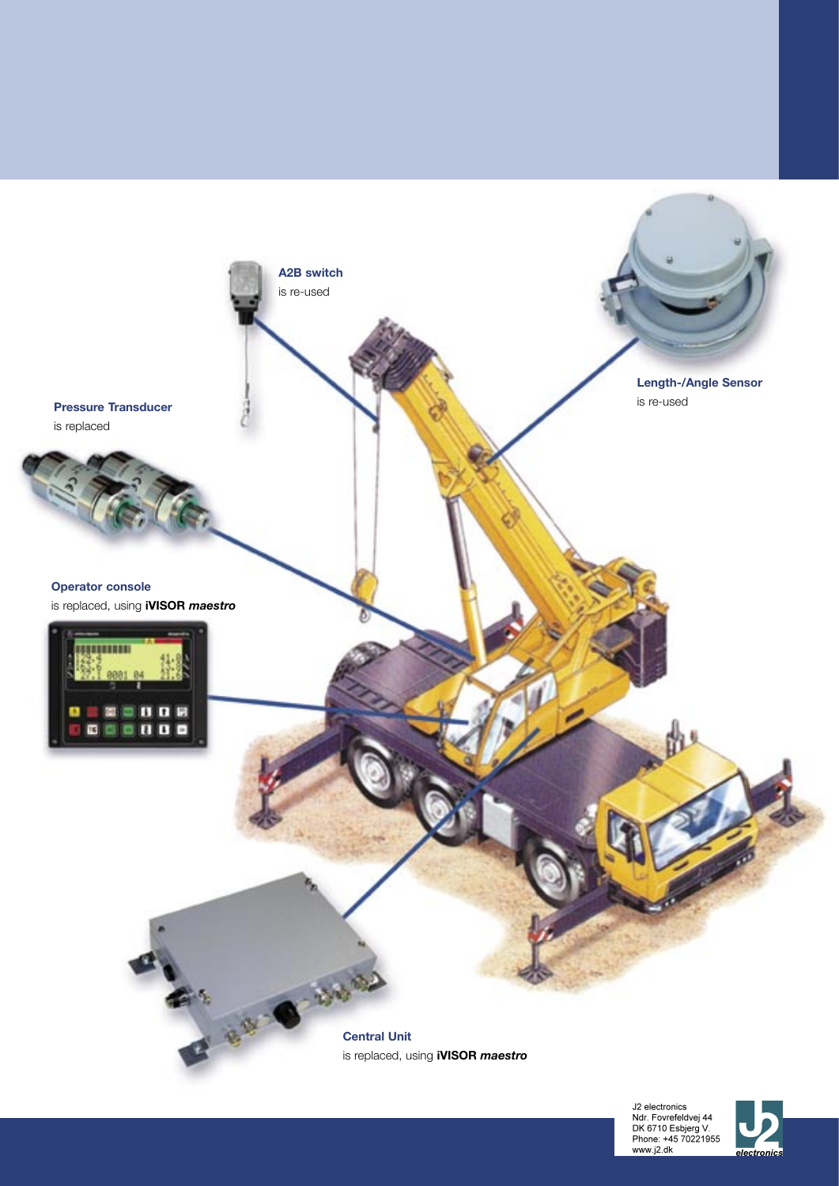**A2B switch**
is re-used

**Length-/Angle Sensor**
is re-used

**Pressure Transducer**
is replaced

**Operator console**
is replaced, using **iVISOR** ***maestro***

**Central Unit**
is replaced, using **iVISOR** ***maestro***

J2 electronics
Ndr. Fovrefeldvej 44
DK 6710 Esbjerg V.
Phone: +45 70221955
www.j2.dk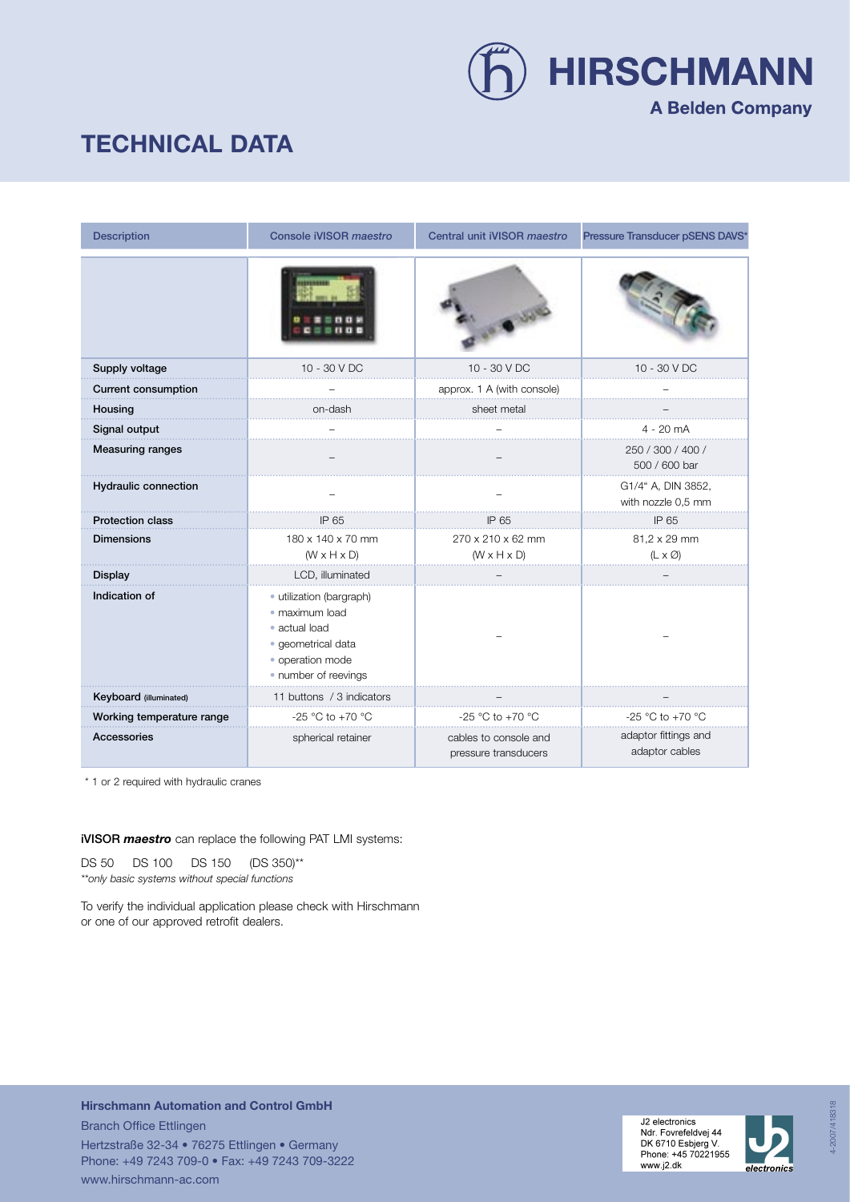# TECHNICAL DATA

| Description | Console iVISOR *maestro* | Central unit iVISOR *maestro* | Pressure Transducer pSENS DAVS* |
|---|---|---|---|
| Supply voltage | 10 - 30 V DC | 10 - 30 V DC | 10 - 30 V DC |
| Current consumption | – | approx. 1 A (with console) | – |
| Housing | on-dash | sheet metal | – |
| Signal output | – | – | 4 - 20 mA |
| Measuring ranges | – | – | 250 / 300 / 400 / 500 / 600 bar |
| Hydraulic connection | – | – | G1/4" A, DIN 3852, with nozzle 0,5 mm |
| Protection class | IP 65 | IP 65 | IP 65 |
| Dimensions | 180 x 140 x 70 mm (W x H x D) | 270 x 210 x 62 mm (W x H x D) | 81,2 x 29 mm (L x Ø) |
| Display | LCD, illuminated | – | – |
| Indication of | • utilization (bargraph)<br>• maximum load<br>• actual load<br>• geometrical data<br>• operation mode<br>• number of reevings | – | – |
| Keyboard (illuminated) | 11 buttons / 3 indicators | – | – |
| Working temperature range | -25 °C to +70 °C | -25 °C to +70 °C | -25 °C to +70 °C |
| Accessories | spherical retainer | cables to console and pressure transducers | adaptor fittings and adaptor cables |

\* 1 or 2 required with hydraulic cranes

**iVISOR *maestro*** can replace the following PAT LMI systems:

DS 50 DS 100 DS 150 (DS 350)**

*\*\*only basic systems without special functions*

To verify the individual application please check with Hirschmann or one of our approved retrofit dealers.

**Hirschmann Automation and Control GmbH**
Branch Office Ettlingen
Hertzstraße 32-34 • 76275 Ettlingen • Germany
Phone: +49 7243 709-0 • Fax: +49 7243 709-3222
www.hirschmann-ac.com

J2 electronics
Ndr. Fovrefeldvej 44
DK 6710 Esbjerg V.
Phone: +45 70221955
www.j2.dk